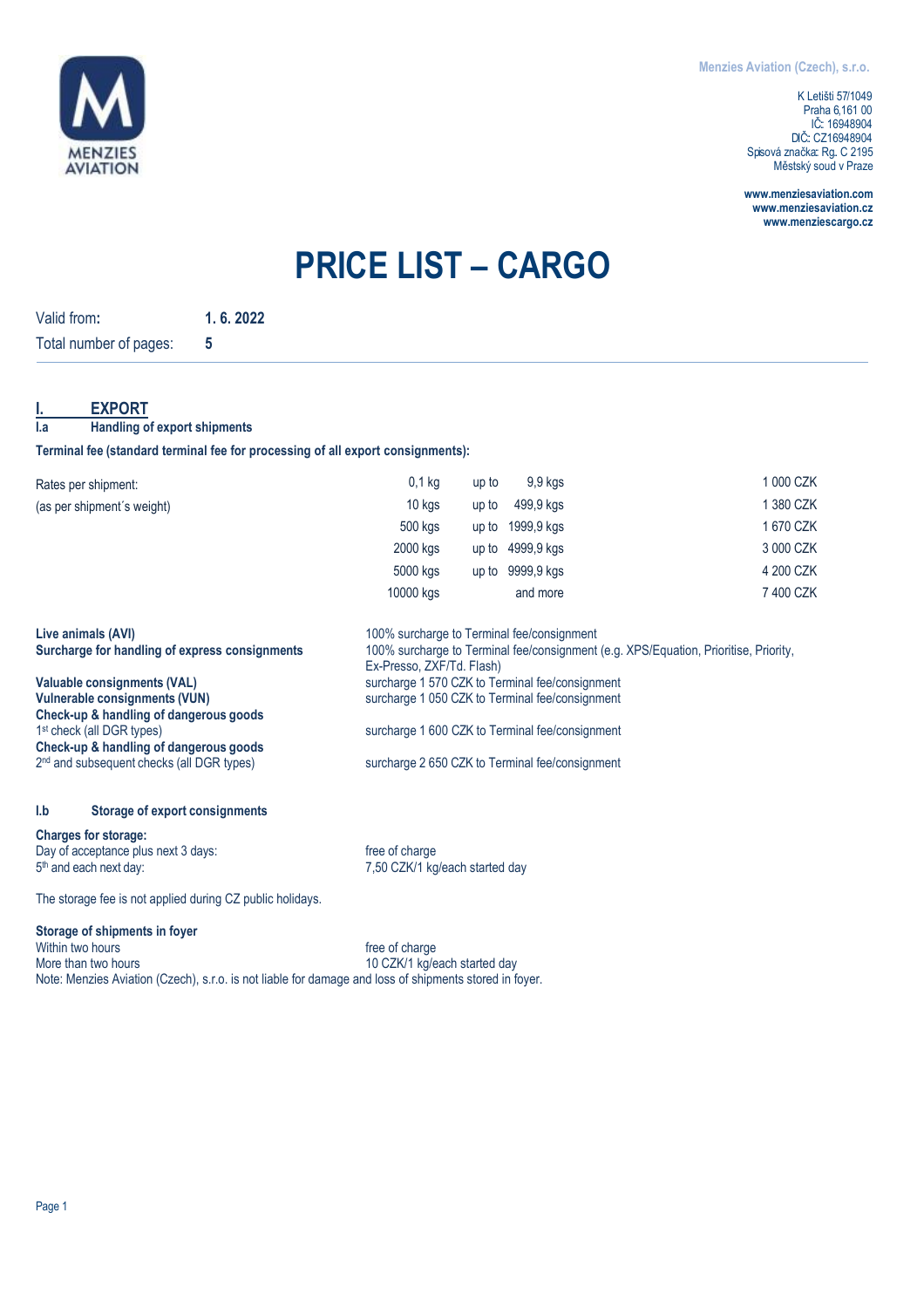Menzies Aviation (Czech), s.r.o.

K Letišti 57/1049
Praha 6,161 00
IČ: 16948904
DIČ: CZ16948904
Spisová značka: Rg. C 2195
Městský soud v Praze

**www.menziesaviation.com**
**www.menziesaviation.cz**
**www.menziescargo.cz**

# PRICE LIST – CARGO

Valid from: **1. 6. 2022**
Total number of pages: **5**

## I. EXPORT

### I.a Handling of export shipments

**Terminal fee (standard terminal fee for processing of all export consignments):**

| Rates per shipment: (as per shipment´s weight) | | | | |
|---|---|---|---|---|
| | 0,1 kg | up to | 9,9 kgs | 1 000 CZK |
| | 10 kgs | up to | 499,9 kgs | 1 380 CZK |
| | 500 kgs | up to | 1999,9 kgs | 1 670 CZK |
| | 2000 kgs | up to | 4999,9 kgs | 3 000 CZK |
| | 5000 kgs | up to | 9999,9 kgs | 4 200 CZK |
| | 10000 kgs | | and more | 7 400 CZK |

| | |
|---|---|
| **Live animals (AVI)** | 100% surcharge to Terminal fee/consignment |
| **Surcharge for handling of express consignments** | 100% surcharge to Terminal fee/consignment (e.g. XPS/Equation, Prioritise, Priority, Ex-Presso, ZXF/Td. Flash) |
| **Valuable consignments (VAL)** | surcharge 1 570 CZK to Terminal fee/consignment |
| **Vulnerable consignments (VUN)** | surcharge 1 050 CZK to Terminal fee/consignment |
| **Check-up & handling of dangerous goods** 1st check (all DGR types) | surcharge 1 600 CZK to Terminal fee/consignment |
| **Check-up & handling of dangerous goods** 2nd and subsequent checks (all DGR types) | surcharge 2 650 CZK to Terminal fee/consignment |

### I.b Storage of export consignments

**Charges for storage:**

| | |
|---|---|
| Day of acceptance plus next 3 days: | free of charge |
| 5th and each next day: | 7,50 CZK/1 kg/each started day |

The storage fee is not applied during CZ public holidays.

**Storage of shipments in foyer**

| | |
|---|---|
| Within two hours | free of charge |
| More than two hours | 10 CZK/1 kg/each started day |

Note: Menzies Aviation (Czech), s.r.o. is not liable for damage and loss of shipments stored in foyer.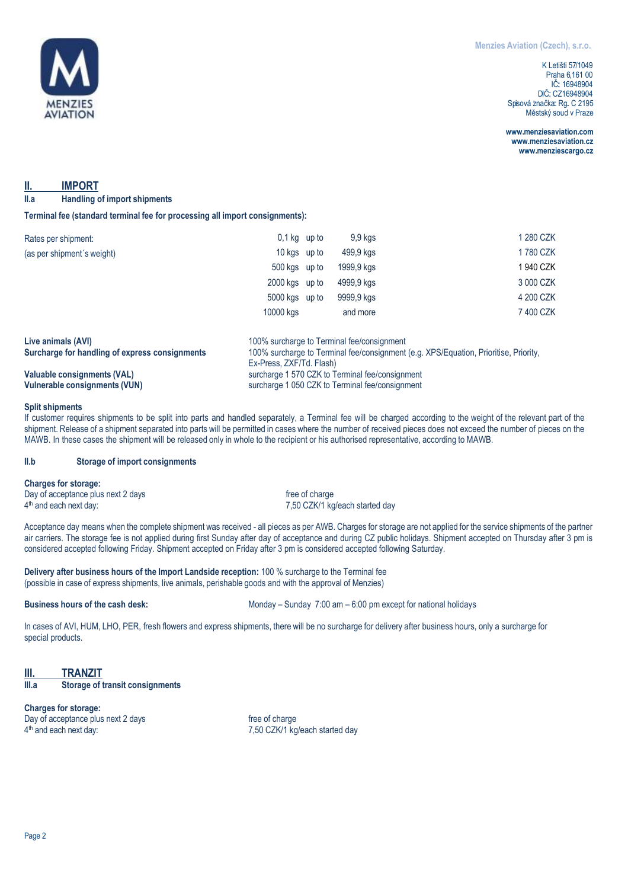## II. IMPORT

### II.a Handling of import shipments

**Terminal fee (standard terminal fee for processing all import consignments):**

| | | | | |
|---|---|---|---|---|
| Rates per shipment: (as per shipment´s weight) | 0,1 kg | up to | 9,9 kgs | 1 280 CZK |
| | 10 kgs | up to | 499,9 kgs | 1 780 CZK |
| | 500 kgs | up to | 1999,9 kgs | 1 940 CZK |
| | 2000 kgs | up to | 4999,9 kgs | 3 000 CZK |
| | 5000 kgs | up to | 9999,9 kgs | 4 200 CZK |
| | 10000 kgs | | and more | 7 400 CZK |

| | |
|---|---|
| **Live animals (AVI)** | 100% surcharge to Terminal fee/consignment |
| **Surcharge for handling of express consignments** | 100% surcharge to Terminal fee/consignment (e.g. XPS/Equation, Prioritise, Priority, Ex-Press, ZXF/Td. Flash) |
| **Valuable consignments (VAL)** | surcharge 1 570 CZK to Terminal fee/consignment |
| **Vulnerable consignments (VUN)** | surcharge 1 050 CZK to Terminal fee/consignment |

**Split shipments**

If customer requires shipments to be split into parts and handled separately, a Terminal fee will be charged according to the weight of the relevant part of the shipment. Release of a shipment separated into parts will be permitted in cases where the number of received pieces does not exceed the number of pieces on the MAWB. In these cases the shipment will be released only in whole to the recipient or his authorised representative, according to MAWB.

### II.b Storage of import consignments

**Charges for storage:**

| | |
|---|---|
| Day of acceptance plus next 2 days | free of charge |
| 4th and each next day: | 7,50 CZK/1 kg/each started day |

Acceptance day means when the complete shipment was received - all pieces as per AWB. Charges for storage are not applied for the service shipments of the partner air carriers. The storage fee is not applied during first Sunday after day of acceptance and during CZ public holidays. Shipment accepted on Thursday after 3 pm is considered accepted following Friday. Shipment accepted on Friday after 3 pm is considered accepted following Saturday.

**Delivery after business hours of the Import Landside reception:** 100 % surcharge to the Terminal fee (possible in case of express shipments, live animals, perishable goods and with the approval of Menzies)

**Business hours of the cash desk:** Monday – Sunday 7:00 am – 6:00 pm except for national holidays

In cases of AVI, HUM, LHO, PER, fresh flowers and express shipments, there will be no surcharge for delivery after business hours, only a surcharge for special products.

## III. TRANZIT

### III.a Storage of transit consignments

**Charges for storage:**

| | |
|---|---|
| Day of acceptance plus next 2 days | free of charge |
| 4th and each next day: | 7,50 CZK/1 kg/each started day |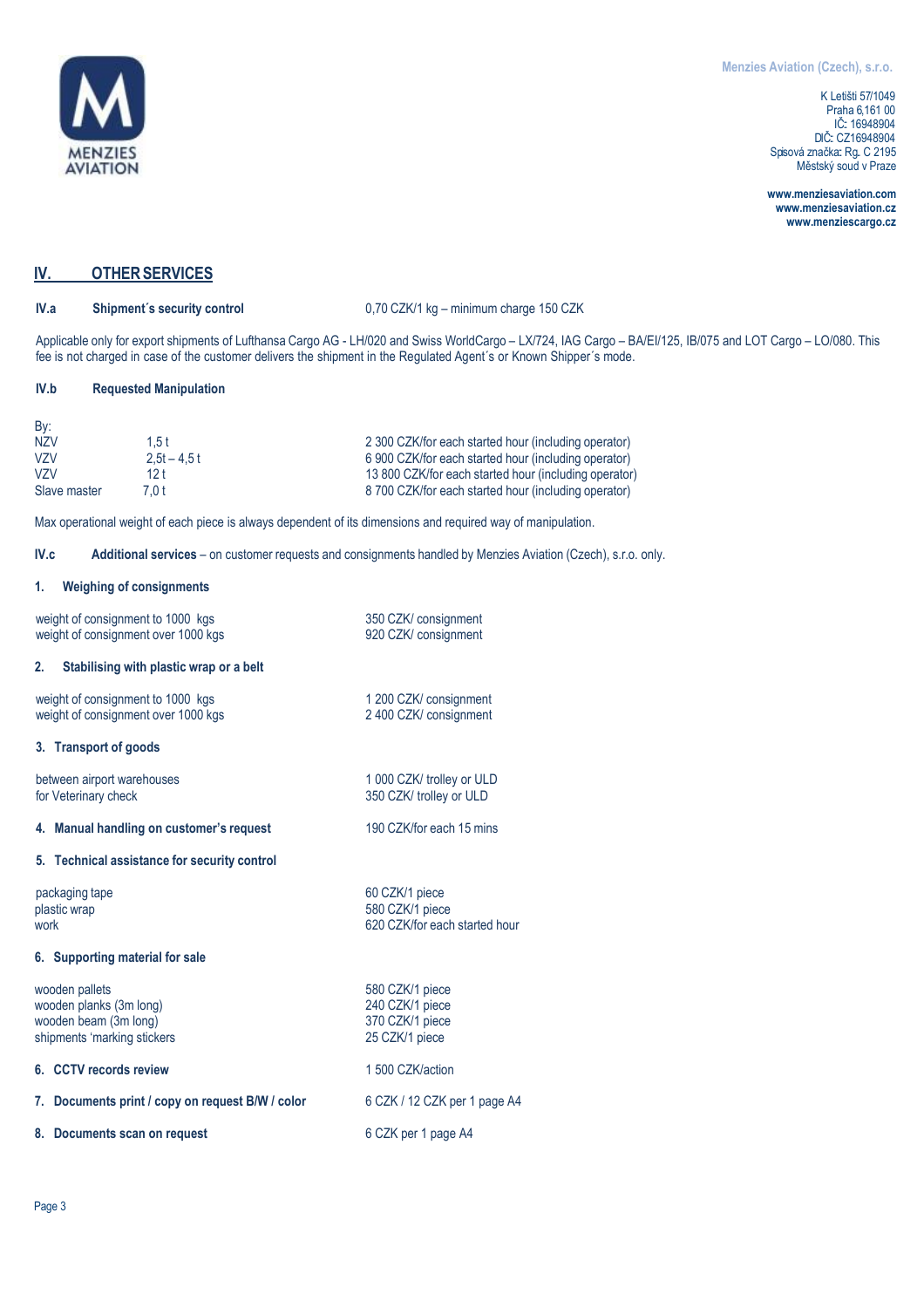Menzies Aviation (Czech), s.r.o.

K Letišti 57/1049
Praha 6,161 00
IČ: 16948904
DIČ: CZ16948904
Spisová značka: Rg. C 2195
Městský soud v Praze

www.menziesaviation.com
www.menziesaviation.cz
www.menziescargo.cz

## IV. OTHER SERVICES

**IV.a Shipment´s security control** — 0,70 CZK/1 kg – minimum charge 150 CZK

Applicable only for export shipments of Lufthansa Cargo AG - LH/020 and Swiss WorldCargo – LX/724, IAG Cargo – BA/EI/125, IB/075 and LOT Cargo – LO/080. This fee is not charged in case of the customer delivers the shipment in the Regulated Agent´s or Known Shipper´s mode.

**IV.b Requested Manipulation**

By:

| | | |
|---|---|---|
| NZV | 1,5 t | 2 300 CZK/for each started hour (including operator) |
| VZV | 2,5t – 4,5 t | 6 900 CZK/for each started hour (including operator) |
| VZV | 12 t | 13 800 CZK/for each started hour (including operator) |
| Slave master | 7,0 t | 8 700 CZK/for each started hour (including operator) |

Max operational weight of each piece is always dependent of its dimensions and required way of manipulation.

**IV.c Additional services** – on customer requests and consignments handled by Menzies Aviation (Czech), s.r.o. only.

**1. Weighing of consignments**

| | |
|---|---|
| weight of consignment to 1000 kgs | 350 CZK/ consignment |
| weight of consignment over 1000 kgs | 920 CZK/ consignment |

**2. Stabilising with plastic wrap or a belt**

| | |
|---|---|
| weight of consignment to 1000 kgs | 1 200 CZK/ consignment |
| weight of consignment over 1000 kgs | 2 400 CZK/ consignment |

**3. Transport of goods**

| | |
|---|---|
| between airport warehouses | 1 000 CZK/ trolley or ULD |
| for Veterinary check | 350 CZK/ trolley or ULD |

**4. Manual handling on customer's request** — 190 CZK/for each 15 mins

**5. Technical assistance for security control**

| | |
|---|---|
| packaging tape | 60 CZK/1 piece |
| plastic wrap | 580 CZK/1 piece |
| work | 620 CZK/for each started hour |

**6. Supporting material for sale**

| | |
|---|---|
| wooden pallets | 580 CZK/1 piece |
| wooden planks (3m long) | 240 CZK/1 piece |
| wooden beam (3m long) | 370 CZK/1 piece |
| shipments 'marking stickers | 25 CZK/1 piece |

**6. CCTV records review** — 1 500 CZK/action

**7. Documents print / copy on request B/W / color** — 6 CZK / 12 CZK per 1 page A4

**8. Documents scan on request** — 6 CZK per 1 page A4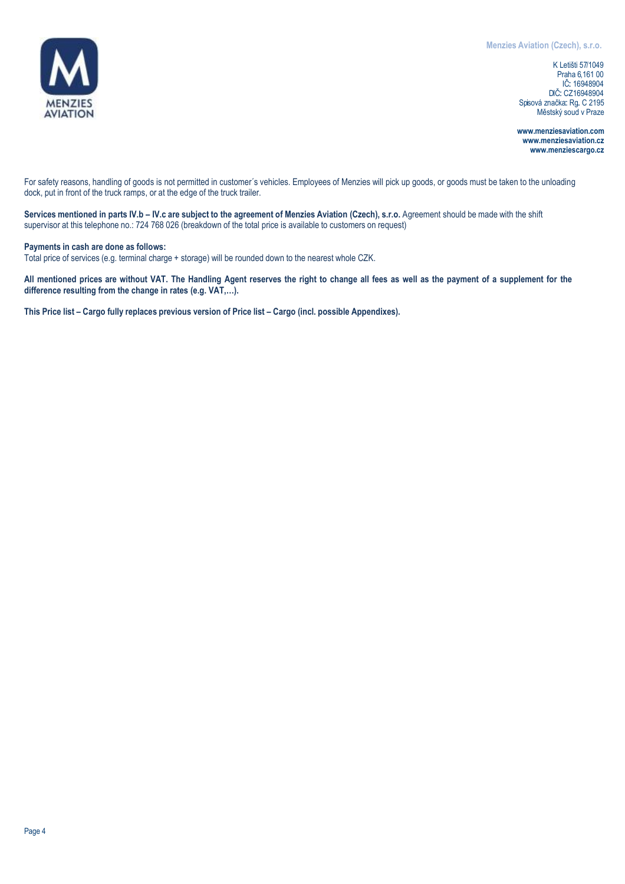For safety reasons, handling of goods is not permitted in customer´s vehicles. Employees of Menzies will pick up goods, or goods must be taken to the unloading dock, put in front of the truck ramps, or at the edge of the truck trailer.

**Services mentioned in parts IV.b – IV.c are subject to the agreement of Menzies Aviation (Czech), s.r.o.** Agreement should be made with the shift supervisor at this telephone no.: 724 768 026 (breakdown of the total price is available to customers on request)

**Payments in cash are done as follows:**
Total price of services (e.g. terminal charge + storage) will be rounded down to the nearest whole CZK.

**All mentioned prices are without VAT. The Handling Agent reserves the right to change all fees as well as the payment of a supplement for the difference resulting from the change in rates (e.g. VAT,…).**

**This Price list – Cargo fully replaces previous version of Price list – Cargo (incl. possible Appendixes).**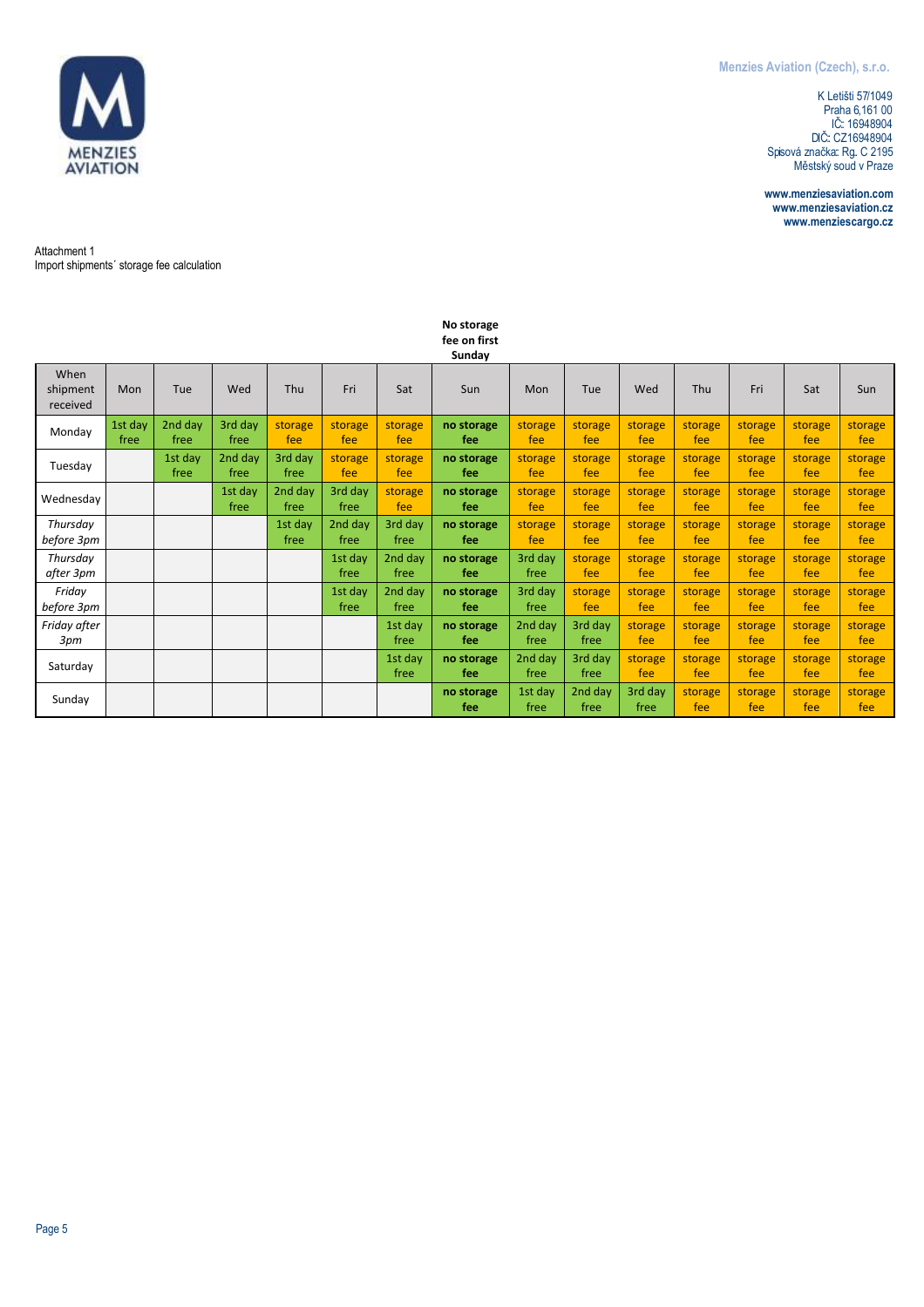Menzies Aviation (Czech), s.r.o.

K Letišti 57/1049
Praha 6,161 00
IČ: 16948904
DIČ: CZ16948904
Spisová značka: Rg. C 2195
Městský soud v Praze

www.menziesaviation.com
www.menziesaviation.cz
www.menziescargo.cz

Attachment 1
Import shipments´ storage fee calculation

| When shipment received | Mon | Tue | Wed | Thu | Fri | Sat | Sun (No storage fee on first Sunday) | Mon | Tue | Wed | Thu | Fri | Sat | Sun |
|---|---|---|---|---|---|---|---|---|---|---|---|---|---|---|
| Monday | 1st day free | 2nd day free | 3rd day free | storage fee | storage fee | storage fee | **no storage fee** | storage fee | storage fee | storage fee | storage fee | storage fee | storage fee | storage fee |
| Tuesday | | 1st day free | 2nd day free | 3rd day free | storage fee | storage fee | **no storage fee** | storage fee | storage fee | storage fee | storage fee | storage fee | storage fee | storage fee |
| Wednesday | | | 1st day free | 2nd day free | 3rd day free | storage fee | **no storage fee** | storage fee | storage fee | storage fee | storage fee | storage fee | storage fee | storage fee |
| *Thursday before 3pm* | | | | 1st day free | 2nd day free | 3rd day free | **no storage fee** | storage fee | storage fee | storage fee | storage fee | storage fee | storage fee | storage fee |
| *Thursday after 3pm* | | | | | 1st day free | 2nd day free | **no storage fee** | 3rd day free | storage fee | storage fee | storage fee | storage fee | storage fee | storage fee |
| *Friday before 3pm* | | | | | 1st day free | 2nd day free | **no storage fee** | 3rd day free | storage fee | storage fee | storage fee | storage fee | storage fee | storage fee |
| *Friday after 3pm* | | | | | | 1st day free | **no storage fee** | 2nd day free | 3rd day free | storage fee | storage fee | storage fee | storage fee | storage fee |
| Saturday | | | | | | 1st day free | **no storage fee** | 2nd day free | 3rd day free | storage fee | storage fee | storage fee | storage fee | storage fee |
| Sunday | | | | | | | **no storage fee** | 1st day free | 2nd day free | 3rd day free | storage fee | storage fee | storage fee | storage fee |